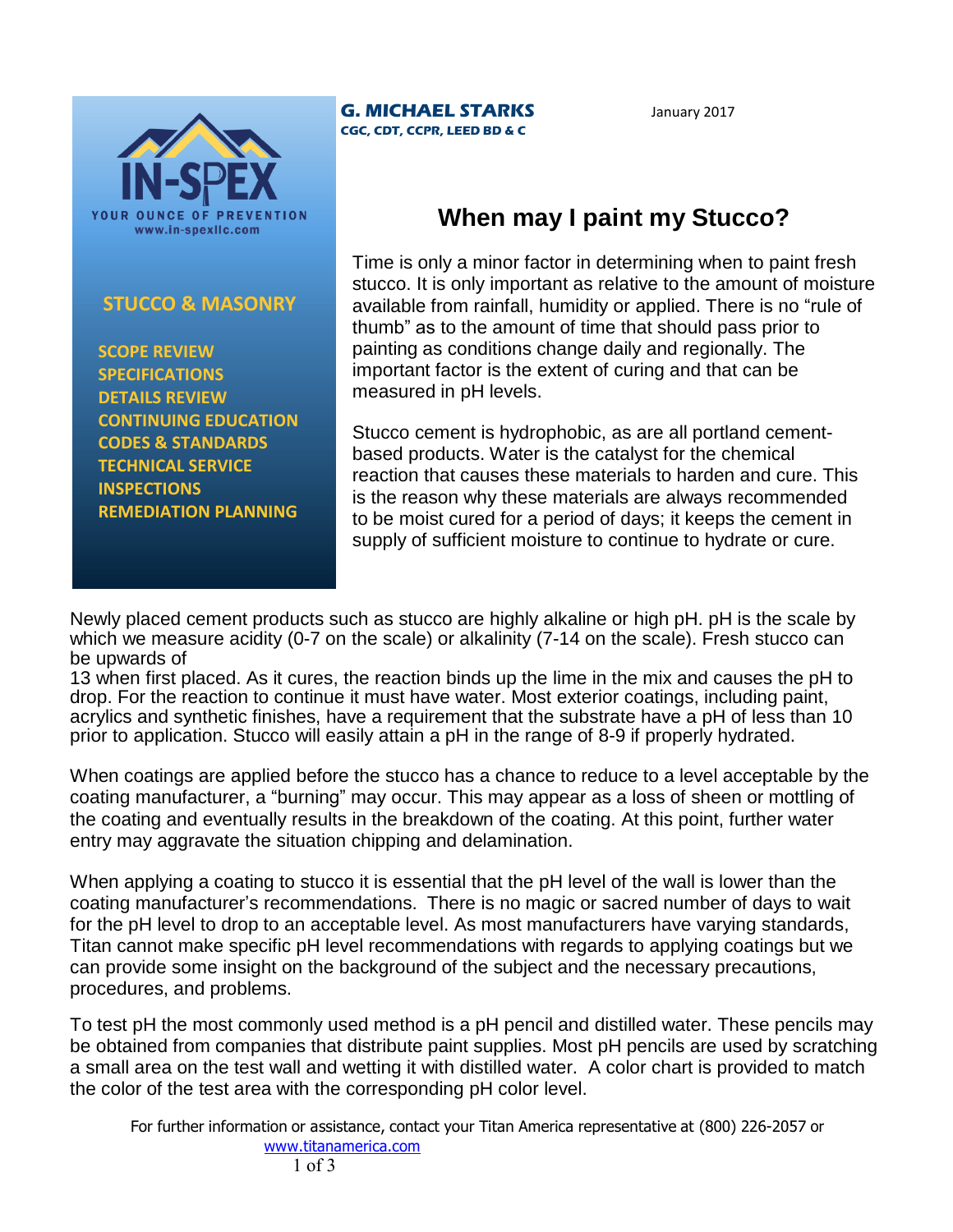IN-SPEX

YOUR OUNCE OF PREVENTION
www.in-spexllc.com

**STUCCO & MASONRY**

- SCOPE REVIEW
- SPECIFICATIONS
- DETAILS REVIEW
- CONTINUING EDUCATION
- CODES & STANDARDS
- TECHNICAL SERVICE
- INSPECTIONS
- REMEDIATION PLANNING

**G. MICHAEL STARKS**
**CGC, CDT, CCPR, LEED BD & C**

January 2017

# When may I paint my Stucco?

Time is only a minor factor in determining when to paint fresh stucco. It is only important as relative to the amount of moisture available from rainfall, humidity or applied. There is no "rule of thumb" as to the amount of time that should pass prior to painting as conditions change daily and regionally. The important factor is the extent of curing and that can be measured in pH levels.

Stucco cement is hydrophobic, as are all portland cement-based products. Water is the catalyst for the chemical reaction that causes these materials to harden and cure. This is the reason why these materials are always recommended to be moist cured for a period of days; it keeps the cement in supply of sufficient moisture to continue to hydrate or cure.

Newly placed cement products such as stucco are highly alkaline or high pH. pH is the scale by which we measure acidity (0-7 on the scale) or alkalinity (7-14 on the scale). Fresh stucco can be upwards of 13 when first placed. As it cures, the reaction binds up the lime in the mix and causes the pH to drop. For the reaction to continue it must have water. Most exterior coatings, including paint, acrylics and synthetic finishes, have a requirement that the substrate have a pH of less than 10 prior to application. Stucco will easily attain a pH in the range of 8-9 if properly hydrated.

When coatings are applied before the stucco has a chance to reduce to a level acceptable by the coating manufacturer, a "burning" may occur. This may appear as a loss of sheen or mottling of the coating and eventually results in the breakdown of the coating. At this point, further water entry may aggravate the situation chipping and delamination.

When applying a coating to stucco it is essential that the pH level of the wall is lower than the coating manufacturer's recommendations. There is no magic or sacred number of days to wait for the pH level to drop to an acceptable level. As most manufacturers have varying standards, Titan cannot make specific pH level recommendations with regards to applying coatings but we can provide some insight on the background of the subject and the necessary precautions, procedures, and problems.

To test pH the most commonly used method is a pH pencil and distilled water. These pencils may be obtained from companies that distribute paint supplies. Most pH pencils are used by scratching a small area on the test wall and wetting it with distilled water. A color chart is provided to match the color of the test area with the corresponding pH color level.

For further information or assistance, contact your Titan America representative at (800) 226-2057 or www.titanamerica.com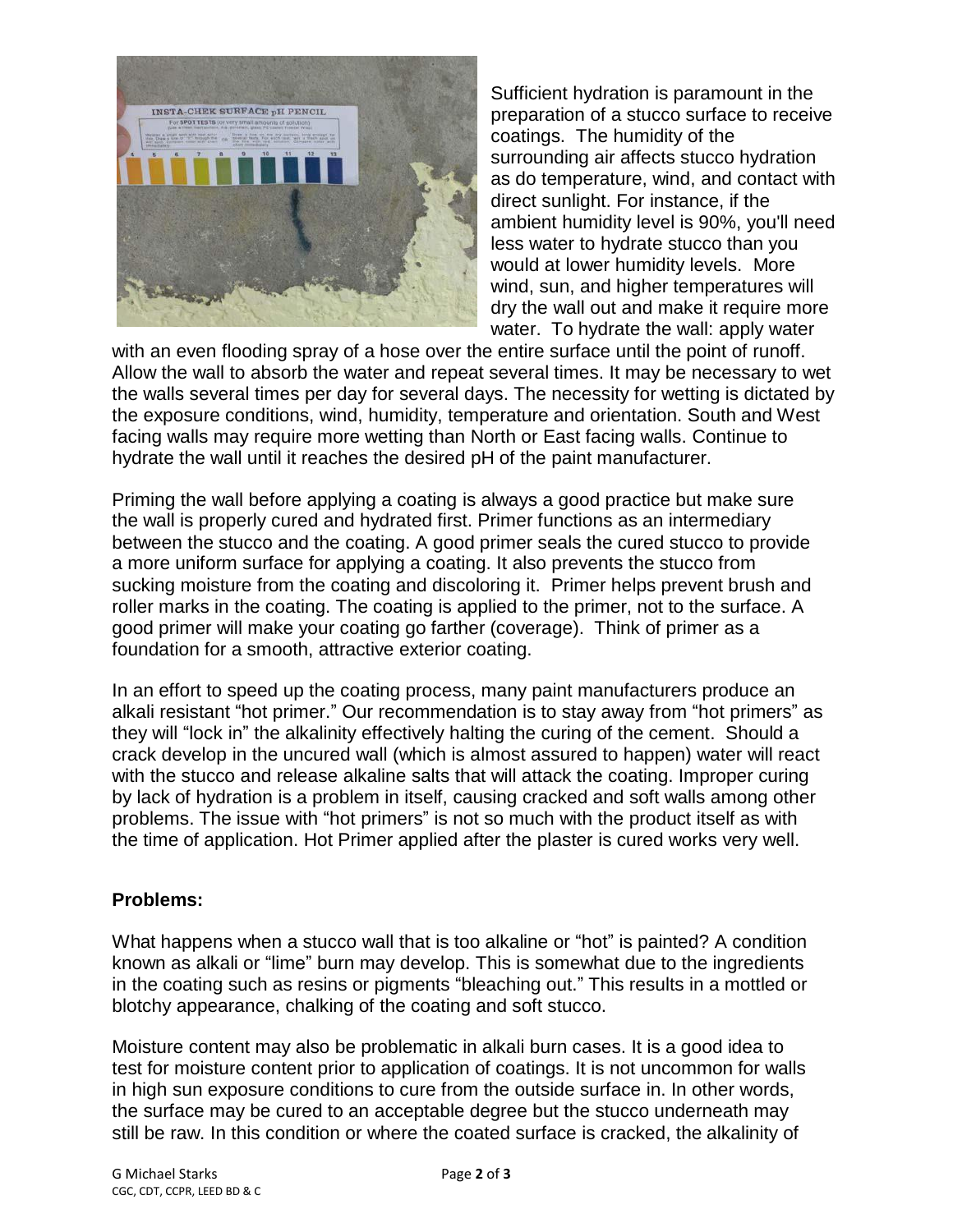Sufficient hydration is paramount in the preparation of a stucco surface to receive coatings. The humidity of the surrounding air affects stucco hydration as do temperature, wind, and contact with direct sunlight. For instance, if the ambient humidity level is 90%, you'll need less water to hydrate stucco than you would at lower humidity levels. More wind, sun, and higher temperatures will dry the wall out and make it require more water. To hydrate the wall: apply water with an even flooding spray of a hose over the entire surface until the point of runoff. Allow the wall to absorb the water and repeat several times. It may be necessary to wet the walls several times per day for several days. The necessity for wetting is dictated by the exposure conditions, wind, humidity, temperature and orientation. South and West facing walls may require more wetting than North or East facing walls. Continue to hydrate the wall until it reaches the desired pH of the paint manufacturer.

Priming the wall before applying a coating is always a good practice but make sure the wall is properly cured and hydrated first. Primer functions as an intermediary between the stucco and the coating. A good primer seals the cured stucco to provide a more uniform surface for applying a coating. It also prevents the stucco from sucking moisture from the coating and discoloring it. Primer helps prevent brush and roller marks in the coating. The coating is applied to the primer, not to the surface. A good primer will make your coating go farther (coverage). Think of primer as a foundation for a smooth, attractive exterior coating.

In an effort to speed up the coating process, many paint manufacturers produce an alkali resistant "hot primer." Our recommendation is to stay away from "hot primers" as they will "lock in" the alkalinity effectively halting the curing of the cement. Should a crack develop in the uncured wall (which is almost assured to happen) water will react with the stucco and release alkaline salts that will attack the coating. Improper curing by lack of hydration is a problem in itself, causing cracked and soft walls among other problems. The issue with "hot primers" is not so much with the product itself as with the time of application. Hot Primer applied after the plaster is cured works very well.

## Problems:

What happens when a stucco wall that is too alkaline or "hot" is painted? A condition known as alkali or "lime" burn may develop. This is somewhat due to the ingredients in the coating such as resins or pigments "bleaching out." This results in a mottled or blotchy appearance, chalking of the coating and soft stucco.

Moisture content may also be problematic in alkali burn cases. It is a good idea to test for moisture content prior to application of coatings. It is not uncommon for walls in high sun exposure conditions to cure from the outside surface in. In other words, the surface may be cured to an acceptable degree but the stucco underneath may still be raw. In this condition or where the coated surface is cracked, the alkalinity of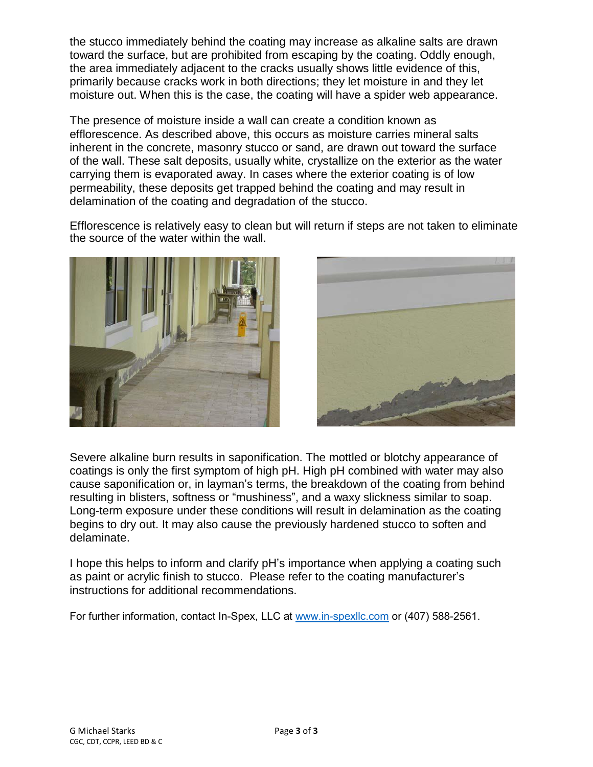the stucco immediately behind the coating may increase as alkaline salts are drawn toward the surface, but are prohibited from escaping by the coating. Oddly enough, the area immediately adjacent to the cracks usually shows little evidence of this, primarily because cracks work in both directions; they let moisture in and they let moisture out. When this is the case, the coating will have a spider web appearance.

The presence of moisture inside a wall can create a condition known as efflorescence. As described above, this occurs as moisture carries mineral salts inherent in the concrete, masonry stucco or sand, are drawn out toward the surface of the wall. These salt deposits, usually white, crystallize on the exterior as the water carrying them is evaporated away. In cases where the exterior coating is of low permeability, these deposits get trapped behind the coating and may result in delamination of the coating and degradation of the stucco.

Efflorescence is relatively easy to clean but will return if steps are not taken to eliminate the source of the water within the wall.

Severe alkaline burn results in saponification. The mottled or blotchy appearance of coatings is only the first symptom of high pH. High pH combined with water may also cause saponification or, in layman's terms, the breakdown of the coating from behind resulting in blisters, softness or "mushiness", and a waxy slickness similar to soap. Long-term exposure under these conditions will result in delamination as the coating begins to dry out. It may also cause the previously hardened stucco to soften and delaminate.

I hope this helps to inform and clarify pH's importance when applying a coating such as paint or acrylic finish to stucco. Please refer to the coating manufacturer's instructions for additional recommendations.

For further information, contact In-Spex, LLC at www.in-spexllc.com or (407) 588-2561.

G Michael Starks
CGC, CDT, CCPR, LEED BD & C